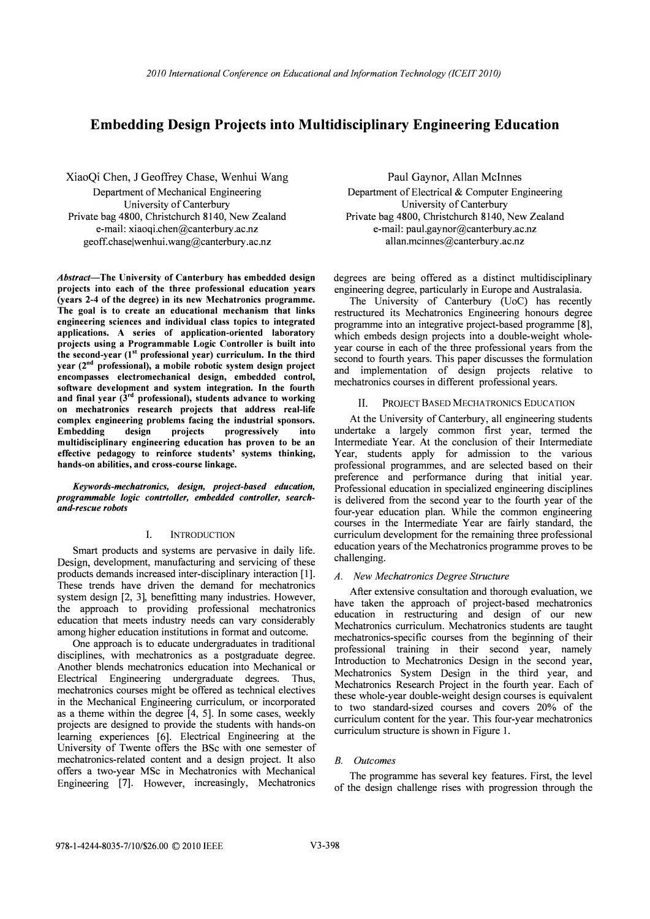# Embedding Design Projects into Multidisciplinary Engineering Education

XiaoQi Chen, J Geoffrey Chase, Wenhui Wang
Department of Mechanical Engineering
University of Canterbury
Private bag 4800, Christchurch 8140, New Zealand
e-mail: xiaoqi.chen@canterbury.ac.nz
geoff.chase|wenhui.wang@canterbury.ac.nz

Paul Gaynor, Allan McInnes
Department of Electrical & Computer Engineering
University of Canterbury
Private bag 4800, Christchurch 8140, New Zealand
e-mail: paul.gaynor@canterbury.ac.nz
allan.mcinnes@canterbury.ac.nz

***Abstract*—The University of Canterbury has embedded design projects into each of the three professional education years (years 2-4 of the degree) in its new Mechatronics programme. The goal is to create an educational mechanism that links engineering sciences and individual class topics to integrated applications. A series of application-oriented laboratory projects using a Programmable Logic Controller is built into the second-year (1st professional year) curriculum. In the third year (2nd professional), a mobile robotic system design project encompasses electromechanical design, embedded control, software development and system integration. In the fourth and final year (3rd professional), students advance to working on mechatronics research projects that address real-life complex engineering problems facing the industrial sponsors. Embedding design projects progressively into multidisciplinary engineering education has proven to be an effective pedagogy to reinforce students' systems thinking, hands-on abilities, and cross-course linkage.**

***Keywords-mechatronics, design, project-based education, programmable logic contrtoller, embedded controller, search-and-rescue robots***

## I. Introduction

Smart products and systems are pervasive in daily life. Design, development, manufacturing and servicing of these products demands increased inter-disciplinary interaction [1]. These trends have driven the demand for mechatronics system design [2, 3], benefitting many industries. However, the approach to providing professional mechatronics education that meets industry needs can vary considerably among higher education institutions in format and outcome.

One approach is to educate undergraduates in traditional disciplines, with mechatronics as a postgraduate degree. Another blends mechatronics education into Mechanical or Electrical Engineering undergraduate degrees. Thus, mechatronics courses might be offered as technical electives in the Mechanical Engineering curriculum, or incorporated as a theme within the degree [4, 5]. In some cases, weekly projects are designed to provide the students with hands-on learning experiences [6]. Electrical Engineering at the University of Twente offers the BSc with one semester of mechatronics-related content and a design project. It also offers a two-year MSc in Mechatronics with Mechanical Engineering [7]. However, increasingly, Mechatronics degrees are being offered as a distinct multidisciplinary engineering degree, particularly in Europe and Australasia.

The University of Canterbury (UoC) has recently restructured its Mechatronics Engineering honours degree programme into an integrative project-based programme [8], which embeds design projects into a double-weight whole-year course in each of the three professional years from the second to fourth years. This paper discusses the formulation and implementation of design projects relative to mechatronics courses in different professional years.

## II. Project Based Mechatronics Education

At the University of Canterbury, all engineering students undertake a largely common first year, termed the Intermediate Year. At the conclusion of their Intermediate Year, students apply for admission to the various professional programmes, and are selected based on their preference and performance during that initial year. Professional education in specialized engineering disciplines is delivered from the second year to the fourth year of the four-year education plan. While the common engineering courses in the Intermediate Year are fairly standard, the curriculum development for the remaining three professional education years of the Mechatronics programme proves to be challenging.

### A. New Mechatronics Degree Structure

After extensive consultation and thorough evaluation, we have taken the approach of project-based mechatronics education in restructuring and design of our new Mechatronics curriculum. Mechatronics students are taught mechatronics-specific courses from the beginning of their professional training in their second year, namely Introduction to Mechatronics Design in the second year, Mechatronics System Design in the third year, and Mechatronics Research Project in the fourth year. Each of these whole-year double-weight design courses is equivalent to two standard-sized courses and covers 20% of the curriculum content for the year. This four-year mechatronics curriculum structure is shown in Figure 1.

### B. Outcomes

The programme has several key features. First, the level of the design challenge rises with progression through the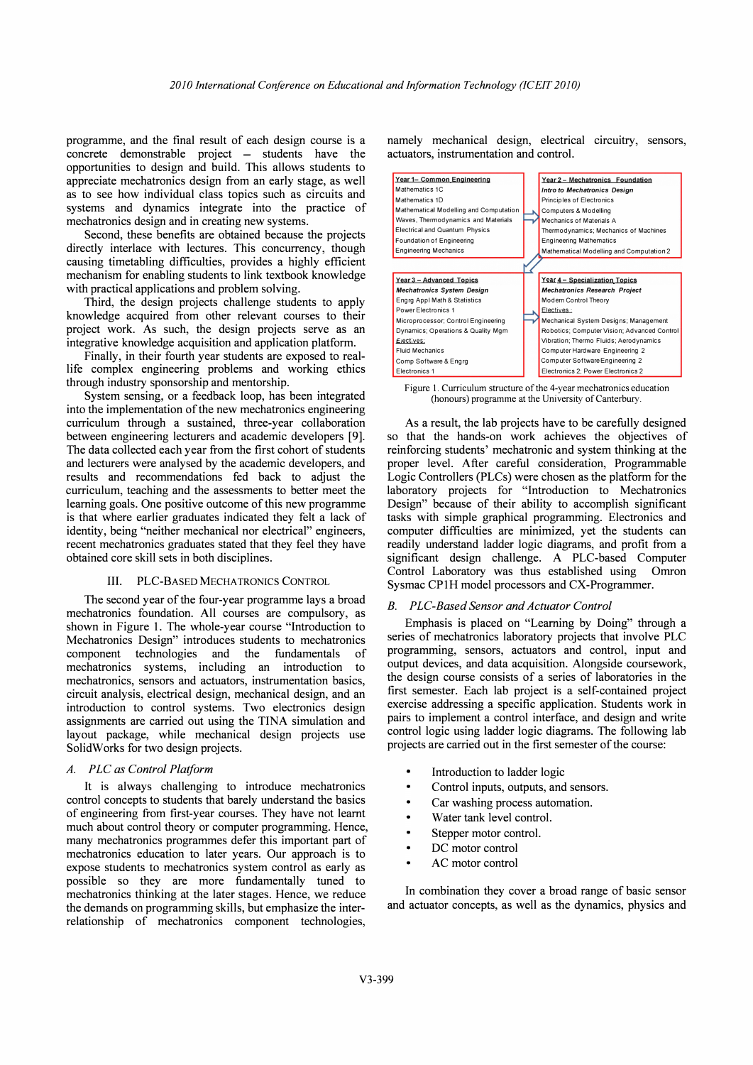programme, and the final result of each design course is a concrete demonstrable project – students have the opportunities to design and build. This allows students to appreciate mechatronics design from an early stage, as well as to see how individual class topics such as circuits and systems and dynamics integrate into the practice of mechatronics design and in creating new systems.

Second, these benefits are obtained because the projects directly interface with lectures. This concurrency, though causing timetabling difficulties, provides a highly efficient mechanism for enabling students to link textbook knowledge with practical applications and problem solving.

Third, the design projects challenge students to apply knowledge acquired from other relevant courses to their project work. As such, the design projects serve as an integrative knowledge acquisition and application platform.

Finally, in their fourth year students are exposed to real-life complex engineering problems and working ethics through industry sponsorship and mentorship.

System sensing, or a feedback loop, has been integrated into the implementation of the new mechatronics engineering curriculum through a sustained, three-year collaboration between engineering lecturers and academic developers [9]. The data collected each year from the first cohort of students and lecturers were analysed by the academic developers, and results and recommendations fed back to adjust the curriculum, teaching and the assessments to better meet the learning goals. One positive outcome of this new programme is that where earlier graduates indicated they felt a lack of identity, being "neither mechanical nor electrical" engineers, recent mechatronics graduates stated that they feel they have obtained core skill sets in both disciplines.

## III. PLC-Based Mechatronics Control

The second year of the four-year programme lays a broad mechatronics foundation. All courses are compulsory, as shown in Figure 1. The whole-year course "Introduction to Mechatronics Design" introduces students to mechatronics component technologies and the fundamentals of mechatronics systems, including an introduction to mechatronics, sensors and actuators, instrumentation basics, circuit analysis, electrical design, mechanical design, and an introduction to control systems. Two electronics design assignments are carried out using the TINA simulation and layout package, while mechanical design projects use SolidWorks for two design projects.

### *A. PLC as Control Platform*

It is always challenging to introduce mechatronics control concepts to students that barely understand the basics of engineering from first-year courses. They have not learnt much about control theory or computer programming. Hence, many mechatronics programmes defer this important part of mechatronics education to later years. Our approach is to expose students to mechatronics system control as early as possible so they are more fundamentally tuned to mechatronics thinking at the later stages. Hence, we reduce the demands on programming skills, but emphasize the inter-relationship of mechatronics component technologies, namely mechanical design, electrical circuitry, sensors, actuators, instrumentation and control.

| Year 1 – Common Engineering | Year 2 – Mechatronics Foundation |
|---|---|
| Mathematics 1C | *Intro to Mechatronics Design* |
| Mathematics 1D | Principles of Electronics |
| Mathematical Modelling and Computation | Computers & Modelling |
| Waves, Thermodynamics and Materials | Mechanics of Materials A |
| Electrical and Quantum Physics | Thermodynamics; Mechanics of Machines |
| Foundation of Engineering | Engineering Mathematics |
| Engineering Mechanics | Mathematical Modelling and Computation 2 |

| Year 3 – Advanced Topics | Year 4 – Specialization Topics |
|---|---|
| *Mechatronics System Design* | *Mechatronics Research Project* |
| Engrg Appl Math & Statistics | Modern Control Theory |
| Power Electronics 1 | Electives: |
| Microprocessor; Control Engineering | Mechanical System Designs; Management |
| Dynamics; Operations & Quality Mgm | Robotics; Computer Vision; Advanced Control |
| Electives: | Vibration; Thermo Fluids; Aerodynamics |
| Fluid Mechanics | Computer Hardware Engineering 2 |
| Comp Software & Engrg | Computer Software Engineering 2 |
| Electronics 1 | Electronics 2; Power Electronics 2 |

Figure 1. Curriculum structure of the 4-year mechatronics education (honours) programme at the University of Canterbury.

As a result, the lab projects have to be carefully designed so that the hands-on work achieves the objectives of reinforcing students' mechatronic and system thinking at the proper level. After careful consideration, Programmable Logic Controllers (PLCs) were chosen as the platform for the laboratory projects for "Introduction to Mechatronics Design" because of their ability to accomplish significant tasks with simple graphical programming. Electronics and computer difficulties are minimized, yet the students can readily understand ladder logic diagrams, and profit from a significant design challenge. A PLC-based Computer Control Laboratory was thus established using Omron Sysmac CP1H model processors and CX-Programmer.

### *B. PLC-Based Sensor and Actuator Control*

Emphasis is placed on "Learning by Doing" through a series of mechatronics laboratory projects that involve PLC programming, sensors, actuators and control, input and output devices, and data acquisition. Alongside coursework, the design course consists of a series of laboratories in the first semester. Each lab project is a self-contained project exercise addressing a specific application. Students work in pairs to implement a control interface, and design and write control logic using ladder logic diagrams. The following lab projects are carried out in the first semester of the course:

- Introduction to ladder logic
- Control inputs, outputs, and sensors.
- Car washing process automation.
- Water tank level control.
- Stepper motor control.
- DC motor control
- AC motor control

In combination they cover a broad range of basic sensor and actuator concepts, as well as the dynamics, physics and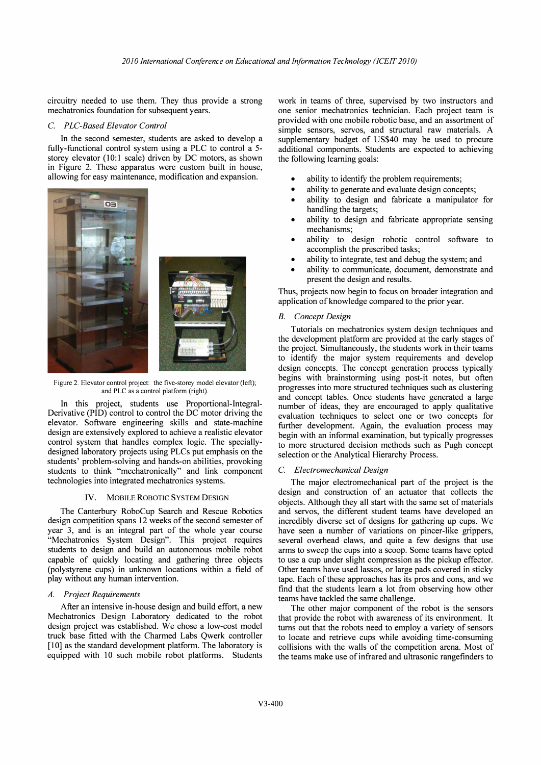circuitry needed to use them. They thus provide a strong mechatronics foundation for subsequent years.

### C. PLC-Based Elevator Control

In the second semester, students are asked to develop a fully-functional control system using a PLC to control a 5-storey elevator (10:1 scale) driven by DC motors, as shown in Figure 2. These apparatus were custom built in house, allowing for easy maintenance, modification and expansion.

Figure 2. Elevator control project: the five-storey model elevator (left); and PLC as a control platform (right).

In this project, students use Proportional-Integral-Derivative (PID) control to control the DC motor driving the elevator. Software engineering skills and state-machine design are extensively explored to achieve a realistic elevator control system that handles complex logic. The specially-designed laboratory projects using PLCs put emphasis on the students' problem-solving and hands-on abilities, provoking students to think "mechatronically" and link component technologies into integrated mechatronics systems.

## IV. Mobile Robotic System Design

The Canterbury RoboCup Search and Rescue Robotics design competition spans 12 weeks of the second semester of year 3, and is an integral part of the whole year course "Mechatronics System Design". This project requires students to design and build an autonomous mobile robot capable of quickly locating and gathering three objects (polystyrene cups) in unknown locations within a field of play without any human intervention.

### A. Project Requirements

After an intensive in-house design and build effort, a new Mechatronics Design Laboratory dedicated to the robot design project was established. We chose a low-cost model truck base fitted with the Charmed Labs Qwerk controller [10] as the standard development platform. The laboratory is equipped with 10 such mobile robot platforms. Students work in teams of three, supervised by two instructors and one senior mechatronics technician. Each project team is provided with one mobile robotic base, and an assortment of simple sensors, servos, and structural raw materials. A supplementary budget of US$40 may be used to procure additional components. Students are expected to achieving the following learning goals:

- ability to identify the problem requirements;
- ability to generate and evaluate design concepts;
- ability to design and fabricate a manipulator for handling the targets;
- ability to design and fabricate appropriate sensing mechanisms;
- ability to design robotic control software to accomplish the prescribed tasks;
- ability to integrate, test and debug the system; and
- ability to communicate, document, demonstrate and present the design and results.

Thus, projects now begin to focus on broader integration and application of knowledge compared to the prior year.

### B. Concept Design

Tutorials on mechatronics system design techniques and the development platform are provided at the early stages of the project. Simultaneously, the students work in their teams to identify the major system requirements and develop design concepts. The concept generation process typically begins with brainstorming using post-it notes, but often progresses into more structured techniques such as clustering and concept tables. Once students have generated a large number of ideas, they are encouraged to apply qualitative evaluation techniques to select one or two concepts for further development. Again, the evaluation process may begin with an informal examination, but typically progresses to more structured decision methods such as Pugh concept selection or the Analytical Hierarchy Process.

### C. Electromechanical Design

The major electromechanical part of the project is the design and construction of an actuator that collects the objects. Although they all start with the same set of materials and servos, the different student teams have developed an incredibly diverse set of designs for gathering up cups. We have seen a number of variations on pincer-like grippers, several overhead claws, and quite a few designs that use arms to sweep the cups into a scoop. Some teams have opted to use a cup under slight compression as the pickup effector. Other teams have used lassos, or large pads covered in sticky tape. Each of these approaches has its pros and cons, and we find that the students learn a lot from observing how other teams have tackled the same challenge.

The other major component of the robot is the sensors that provide the robot with awareness of its environment. It turns out that the robots need to employ a variety of sensors to locate and retrieve cups while avoiding time-consuming collisions with the walls of the competition arena. Most of the teams make use of infrared and ultrasonic rangefinders to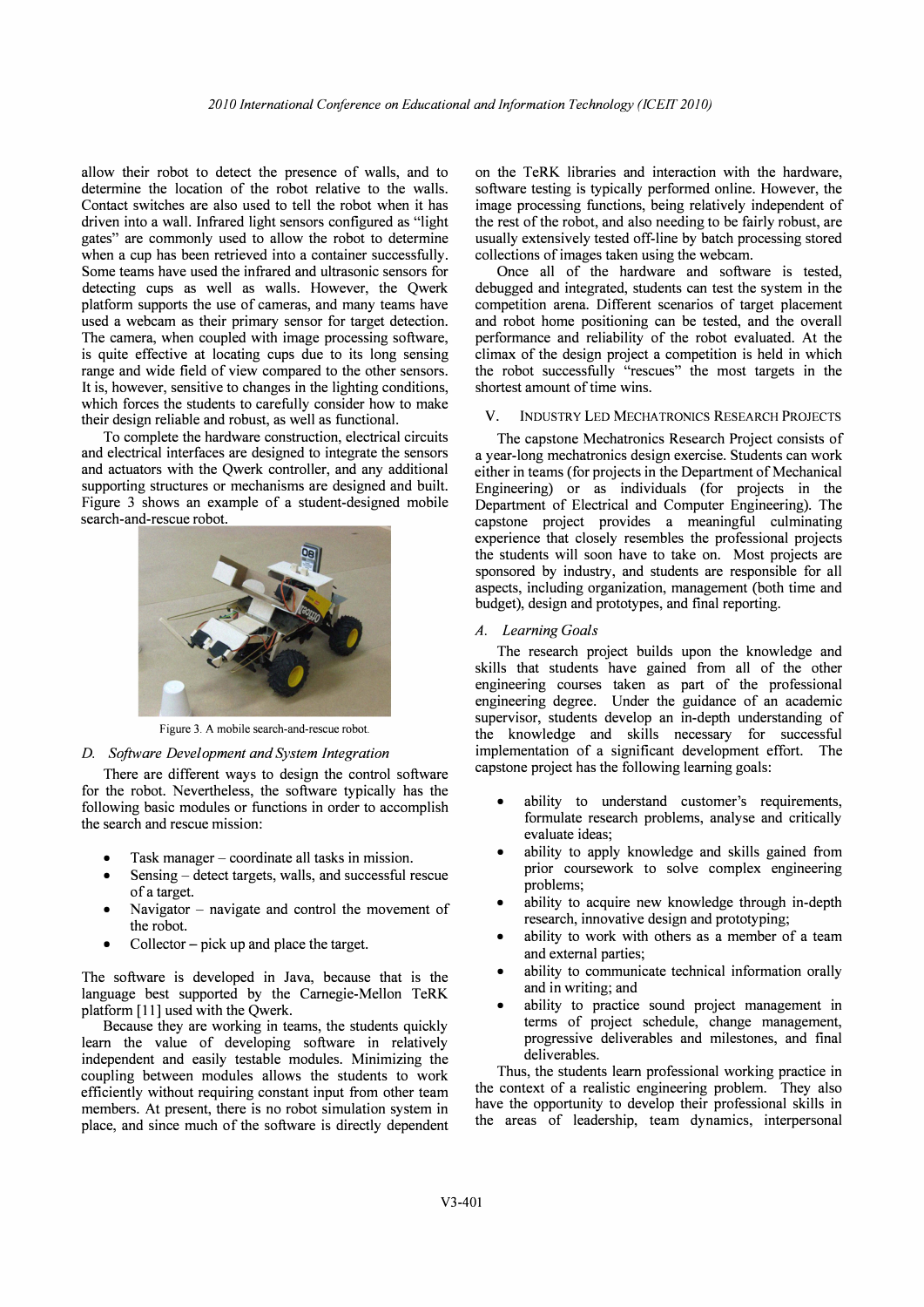allow their robot to detect the presence of walls, and to determine the location of the robot relative to the walls. Contact switches are also used to tell the robot when it has driven into a wall. Infrared light sensors configured as "light gates" are commonly used to allow the robot to determine when a cup has been retrieved into a container successfully. Some teams have used the infrared and ultrasonic sensors for detecting cups as well as walls. However, the Qwerk platform supports the use of cameras, and many teams have used a webcam as their primary sensor for target detection. The camera, when coupled with image processing software, is quite effective at locating cups due to its long sensing range and wide field of view compared to the other sensors. It is, however, sensitive to changes in the lighting conditions, which forces the students to carefully consider how to make their design reliable and robust, as well as functional.

To complete the hardware construction, electrical circuits and electrical interfaces are designed to integrate the sensors and actuators with the Qwerk controller, and any additional supporting structures or mechanisms are designed and built. Figure 3 shows an example of a student-designed mobile search-and-rescue robot.

Figure 3. A mobile search-and-rescue robot.

### *D. Software Development and System Integration*

There are different ways to design the control software for the robot. Nevertheless, the software typically has the following basic modules or functions in order to accomplish the search and rescue mission:

- Task manager – coordinate all tasks in mission.
- Sensing – detect targets, walls, and successful rescue of a target.
- Navigator – navigate and control the movement of the robot.
- Collector – pick up and place the target.

The software is developed in Java, because that is the language best supported by the Carnegie-Mellon TeRK platform [11] used with the Qwerk.

Because they are working in teams, the students quickly learn the value of developing software in relatively independent and easily testable modules. Minimizing the coupling between modules allows the students to work efficiently without requiring constant input from other team members. At present, there is no robot simulation system in place, and since much of the software is directly dependent on the TeRK libraries and interaction with the hardware, software testing is typically performed online. However, the image processing functions, being relatively independent of the rest of the robot, and also needing to be fairly robust, are usually extensively tested off-line by batch processing stored collections of images taken using the webcam.

Once all of the hardware and software is tested, debugged and integrated, students can test the system in the competition arena. Different scenarios of target placement and robot home positioning can be tested, and the overall performance and reliability of the robot evaluated. At the climax of the design project a competition is held in which the robot successfully "rescues" the most targets in the shortest amount of time wins.

## V. INDUSTRY LED MECHATRONICS RESEARCH PROJECTS

The capstone Mechatronics Research Project consists of a year-long mechatronics design exercise. Students can work either in teams (for projects in the Department of Mechanical Engineering) or as individuals (for projects in the Department of Electrical and Computer Engineering). The capstone project provides a meaningful culminating experience that closely resembles the professional projects the students will soon have to take on. Most projects are sponsored by industry, and students are responsible for all aspects, including organization, management (both time and budget), design and prototypes, and final reporting.

### *A. Learning Goals*

The research project builds upon the knowledge and skills that students have gained from all of the other engineering courses taken as part of the professional engineering degree. Under the guidance of an academic supervisor, students develop an in-depth understanding of the knowledge and skills necessary for successful implementation of a significant development effort. The capstone project has the following learning goals:

- ability to understand customer's requirements, formulate research problems, analyse and critically evaluate ideas;
- ability to apply knowledge and skills gained from prior coursework to solve complex engineering problems;
- ability to acquire new knowledge through in-depth research, innovative design and prototyping;
- ability to work with others as a member of a team and external parties;
- ability to communicate technical information orally and in writing; and
- ability to practice sound project management in terms of project schedule, change management, progressive deliverables and milestones, and final deliverables.

Thus, the students learn professional working practice in the context of a realistic engineering problem. They also have the opportunity to develop their professional skills in the areas of leadership, team dynamics, interpersonal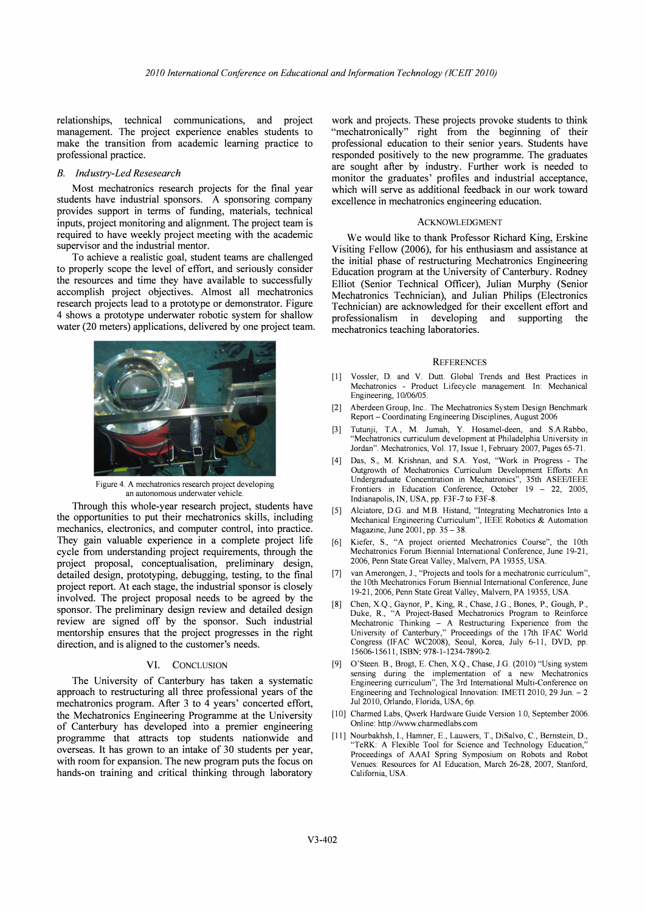relationships, technical communications, and project management. The project experience enables students to make the transition from academic learning practice to professional practice.

### *B. Industry-Led Resesearch*

Most mechatronics research projects for the final year students have industrial sponsors. A sponsoring company provides support in terms of funding, materials, technical inputs, project monitoring and alignment. The project team is required to have weekly project meeting with the academic supervisor and the industrial mentor.

To achieve a realistic goal, student teams are challenged to properly scope the level of effort, and seriously consider the resources and time they have available to successfully accomplish project objectives. Almost all mechatronics research projects lead to a prototype or demonstrator. Figure 4 shows a prototype underwater robotic system for shallow water (20 meters) applications, delivered by one project team.

Figure 4. A mechatronics research project developing an autonomous underwater vehicle.

Through this whole-year research project, students have the opportunities to put their mechatronics skills, including mechanics, electronics, and computer control, into practice. They gain valuable experience in a complete project life cycle from understanding project requirements, through the project proposal, conceptualisation, preliminary design, detailed design, prototyping, debugging, testing, to the final project report. At each stage, the industrial sponsor is closely involved. The project proposal needs to be agreed by the sponsor. The preliminary design review and detailed design review are signed off by the sponsor. Such industrial mentorship ensures that the project progresses in the right direction, and is aligned to the customer's needs.

## VI. Conclusion

The University of Canterbury has taken a systematic approach to restructuring all three professional years of the mechatronics program. After 3 to 4 years' concerted effort, the Mechatronics Engineering Programme at the University of Canterbury has developed into a premier engineering programme that attracts top students nationwide and overseas. It has grown to an intake of 30 students per year, with room for expansion. The new program puts the focus on hands-on training and critical thinking through laboratory work and projects. These projects provoke students to think "mechatronically" right from the beginning of their professional education to their senior years. Students have responded positively to the new programme. The graduates are sought after by industry. Further work is needed to monitor the graduates' profiles and industrial acceptance, which will serve as additional feedback in our work toward excellence in mechatronics engineering education.

## Acknowledgment

We would like to thank Professor Richard King, Erskine Visiting Fellow (2006), for his enthusiasm and assistance at the initial phase of restructuring Mechatronics Engineering Education program at the University of Canterbury. Rodney Elliot (Senior Technical Officer), Julian Murphy (Senior Mechatronics Technician), and Julian Philips (Electronics Technician) are acknowledged for their excellent effort and professionalism in developing and supporting the mechatronics teaching laboratories.

## References

[1] Vossler, D. and V. Dutt. Global Trends and Best Practices in Mechatronics - Product Lifecycle management. In: Mechanical Engineering, 10/06/05.

[2] Aberdeen Group, Inc.. The Mechatronics System Design Benchmark Report – Coordinating Engineering Disciplines, August 2006

[3] Tutunji, T.A., M. Jumah, Y. Hosamel-deen, and S.A.Rabbo, "Mechatronics curriculum development at Philadelphia University in Jordan". Mechatronics, Vol. 17, Issue 1, February 2007, Pages 65-71.

[4] Das, S., M. Krishnan, and S.A. Yost, "Work in Progress - The Outgrowth of Mechatronics Curriculum Development Efforts: An Undergraduate Concentration in Mechatronics", 35th ASEE/IEEE Frontiers in Education Conference, October 19 – 22, 2005, Indianapolis, IN, USA, pp. F3F-7 to F3F-8.

[5] Alciatore, D.G. and M.B. Histand, "Integrating Mechatronics Into a Mechanical Engineering Curriculum", IEEE Robotics & Automation Magazine, June 2001, pp. 35 – 38.

[6] Kiefer, S., "A project oriented Mechatronics Course", the 10th Mechatronics Forum Biennial International Conference, June 19-21, 2006, Penn State Great Valley, Malvern, PA 19355, USA.

[7] van Amerongen, J., "Projects and tools for a mechatronic curriculum", the 10th Mechatronics Forum Biennial International Conference, June 19-21, 2006, Penn State Great Valley, Malvern, PA 19355, USA.

[8] Chen, X.Q., Gaynor, P., King, R., Chase, J.G., Bones, P., Gough, P., Duke, R., "A Project-Based Mechatronics Program to Reinforce Mechatronic Thinking – A Restructuring Experience from the University of Canterbury," Proceedings of the 17th IFAC World Congress (IFAC WC2008), Seoul, Korea, July 6-11, DVD, pp. 15606-15611, ISBN: 978-1-1234-7890-2.

[9] O'Steen. B., Brogt, E. Chen, X.Q., Chase, J.G. (2010) "Using system sensing during the implementation of a new Mechatronics Engineering curriculum", The 3rd International Multi-Conference on Engineering and Technological Innovation: IMETI 2010, 29 Jun. – 2 Jul 2010, Orlando, Florida, USA, 6p.

[10] Charmed Labs, Qwerk Hardware Guide Version 1.0, September 2006. Online: http://www.charmedlabs.com

[11] Nourbakhsh, I., Hamner, E., Lauwers, T., DiSalvo, C., Bernstein, D., "TeRK: A Flexible Tool for Science and Technology Education," Proceedings of AAAI Spring Symposium on Robots and Robot Venues: Resources for AI Education, March 26-28, 2007, Stanford, California, USA.